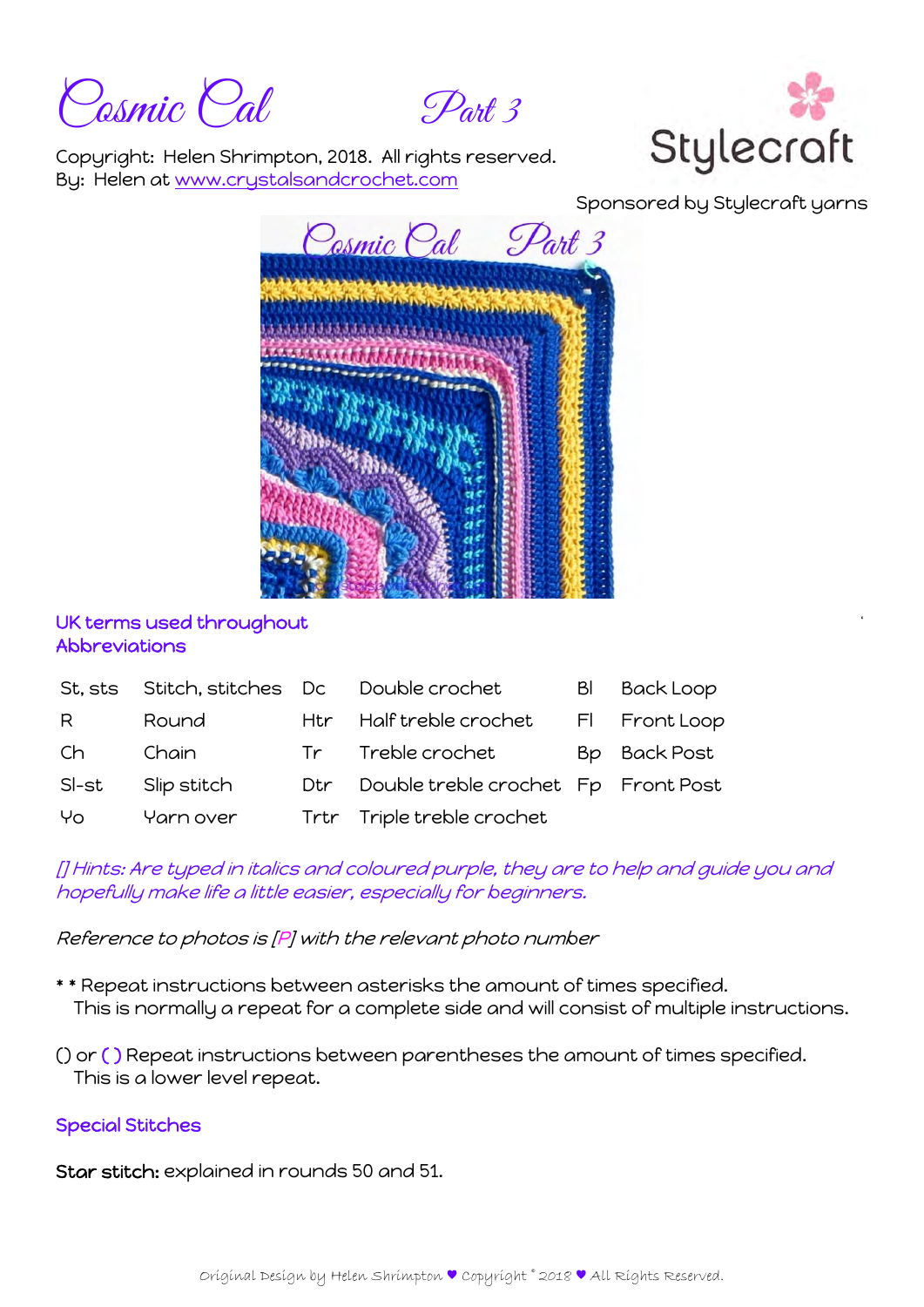# Cosmic Cal Part 3

Copyright: Helen Shrimpton, 2018. All rights reserved.
By: Helen at www.crystalsandcrochet.com

Stylecraft

Sponsored by Stylecraft yarns

## UK terms used throughout

## Abbreviations

| | | | | | |
|---|---|---|---|---|---|
| St, sts | Stitch, stitches | Dc | Double crochet | Bl | Back Loop |
| R | Round | Htr | Half treble crochet | Fl | Front Loop |
| Ch | Chain | Tr | Treble crochet | Bp | Back Post |
| Sl-st | Slip stitch | Dtr | Double treble crochet | Fp | Front Post |
| Yo | Yarn over | Trtr | Triple treble crochet | | |

*[] Hints: Are typed in italics and coloured purple, they are to help and guide you and hopefully make life a little easier, especially for beginners.*

*Reference to photos is [P] with the relevant photo number*

* * Repeat instructions between asterisks the amount of times specified.
This is normally a repeat for a complete side and will consist of multiple instructions.

() or ( ) Repeat instructions between parentheses the amount of times specified.
This is a lower level repeat.

## Special Stitches

**Star stitch:** explained in rounds 50 and 51.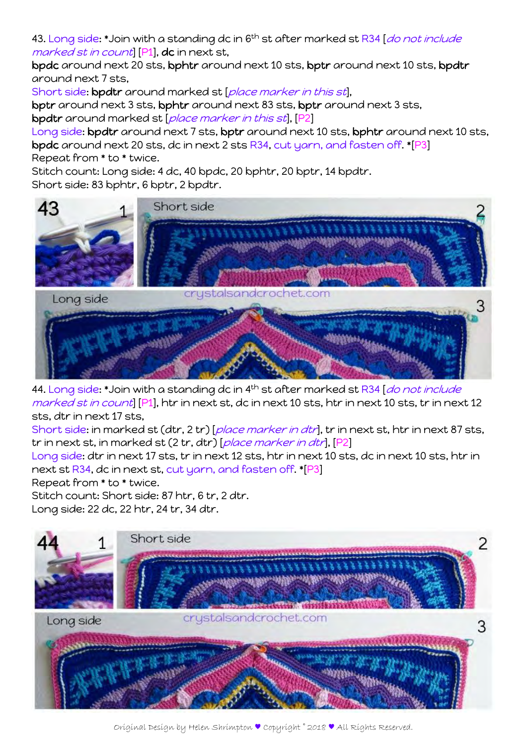43. Long side: *Join with a standing dc in 6th st after marked st R34 [*do not include marked st in count*] [P1], **dc** in next st,
**bpdc** around next 20 sts, **bphtr** around next 10 sts, **bptr** around next 10 sts, **bpdtr** around next 7 sts,
Short side: **bpdtr** around marked st [*place marker in this st*],
**bptr** around next 3 sts, **bphtr** around next 83 sts, **bptr** around next 3 sts,
**bpdtr** around marked st [*place marker in this st*], [P2]
Long side: **bpdtr** around next 7 sts, **bptr** around next 10 sts, **bphtr** around next 10 sts, **bpdc** around next 20 sts, dc in next 2 sts R34, cut yarn, and fasten off. *[P3]
Repeat from * to * twice.
Stitch count: Long side: 4 dc, 40 bpdc, 20 bphtr, 20 bptr, 14 bpdtr.
Short side: 83 bphtr, 6 bptr, 2 bpdtr.

44. Long side: *Join with a standing dc in 4th st after marked st R34 [*do not include marked st in count*] [P1], htr in next st, dc in next 10 sts, htr in next 10 sts, tr in next 12 sts, dtr in next 17 sts,
Short side: in marked st (dtr, 2 tr) [*place marker in dtr*], tr in next st, htr in next 87 sts, tr in next st, in marked st (2 tr, dtr) [*place marker in dtr*], [P2]
Long side: dtr in next 17 sts, tr in next 12 sts, htr in next 10 sts, dc in next 10 sts, htr in next st R34, dc in next st, cut yarn, and fasten off. *[P3]
Repeat from * to * twice.
Stitch count: Short side: 87 htr, 6 tr, 2 dtr.
Long side: 22 dc, 22 htr, 24 tr, 34 dtr.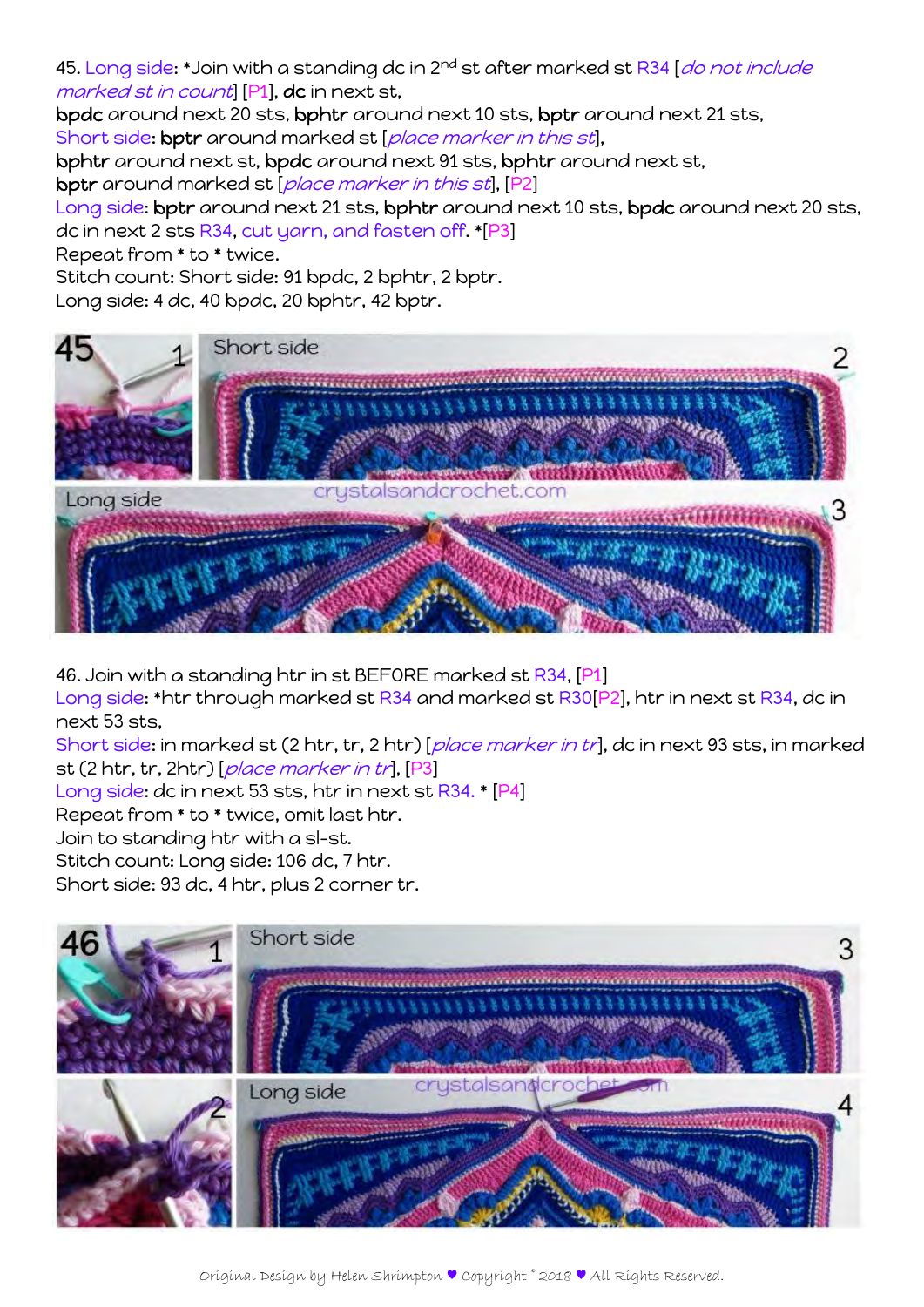45. Long side: *Join with a standing dc in 2nd st after marked st R34 [*do not include marked st in count*] [P1], **dc** in next st,
**bpdc** around next 20 sts, **bphtr** around next 10 sts, **bptr** around next 21 sts,
Short side: **bptr** around marked st [*place marker in this st*],
**bphtr** around next st, **bpdc** around next 91 sts, **bphtr** around next st,
**bptr** around marked st [*place marker in this st*], [P2]
Long side: **bptr** around next 21 sts, **bphtr** around next 10 sts, **bpdc** around next 20 sts, dc in next 2 sts R34, cut yarn, and fasten off. *[P3]
Repeat from * to * twice.
Stitch count: Short side: 91 bpdc, 2 bphtr, 2 bptr.
Long side: 4 dc, 40 bpdc, 20 bphtr, 42 bptr.

46. Join with a standing htr in st BEFORE marked st R34, [P1]
Long side: *htr through marked st R34 and marked st R30[P2], htr in next st R34, dc in next 53 sts,
Short side: in marked st (2 htr, tr, 2 htr) [*place marker in tr*], dc in next 93 sts, in marked st (2 htr, tr, 2htr) [*place marker in tr*], [P3]
Long side: dc in next 53 sts, htr in next st R34. * [P4]
Repeat from * to * twice, omit last htr.
Join to standing htr with a sl-st.
Stitch count: Long side: 106 dc, 7 htr.
Short side: 93 dc, 4 htr, plus 2 corner tr.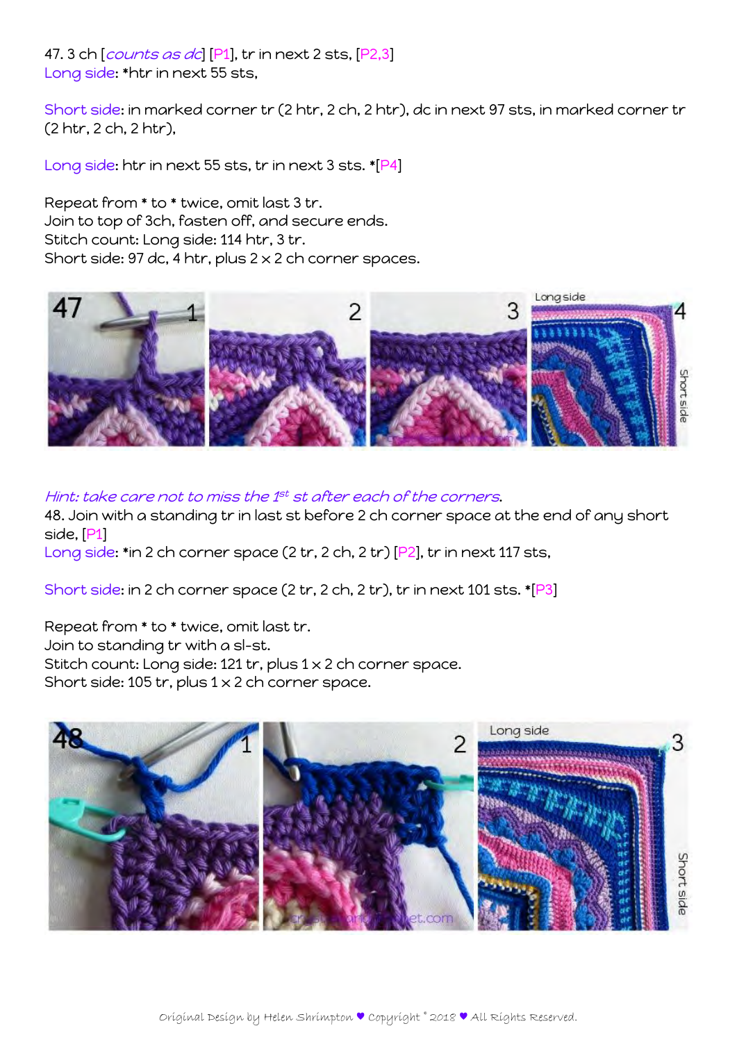47. 3 ch [*counts as dc*] [P1], tr in next 2 sts, [P2,3]
Long side: *htr in next 55 sts,

Short side: in marked corner tr (2 htr, 2 ch, 2 htr), dc in next 97 sts, in marked corner tr (2 htr, 2 ch, 2 htr),

Long side: htr in next 55 sts, tr in next 3 sts. *[P4]

Repeat from * to * twice, omit last 3 tr.
Join to top of 3ch, fasten off, and secure ends.
Stitch count: Long side: 114 htr, 3 tr.
Short side: 97 dc, 4 htr, plus 2 x 2 ch corner spaces.

*Hint: take care not to miss the 1st st after each of the corners.*
48. Join with a standing tr in last st before 2 ch corner space at the end of any short side, [P1]
Long side: *in 2 ch corner space (2 tr, 2 ch, 2 tr) [P2], tr in next 117 sts,

Short side: in 2 ch corner space (2 tr, 2 ch, 2 tr), tr in next 101 sts. *[P3]

Repeat from * to * twice, omit last tr.
Join to standing tr with a sl-st.
Stitch count: Long side: 121 tr, plus 1 x 2 ch corner space.
Short side: 105 tr, plus 1 x 2 ch corner space.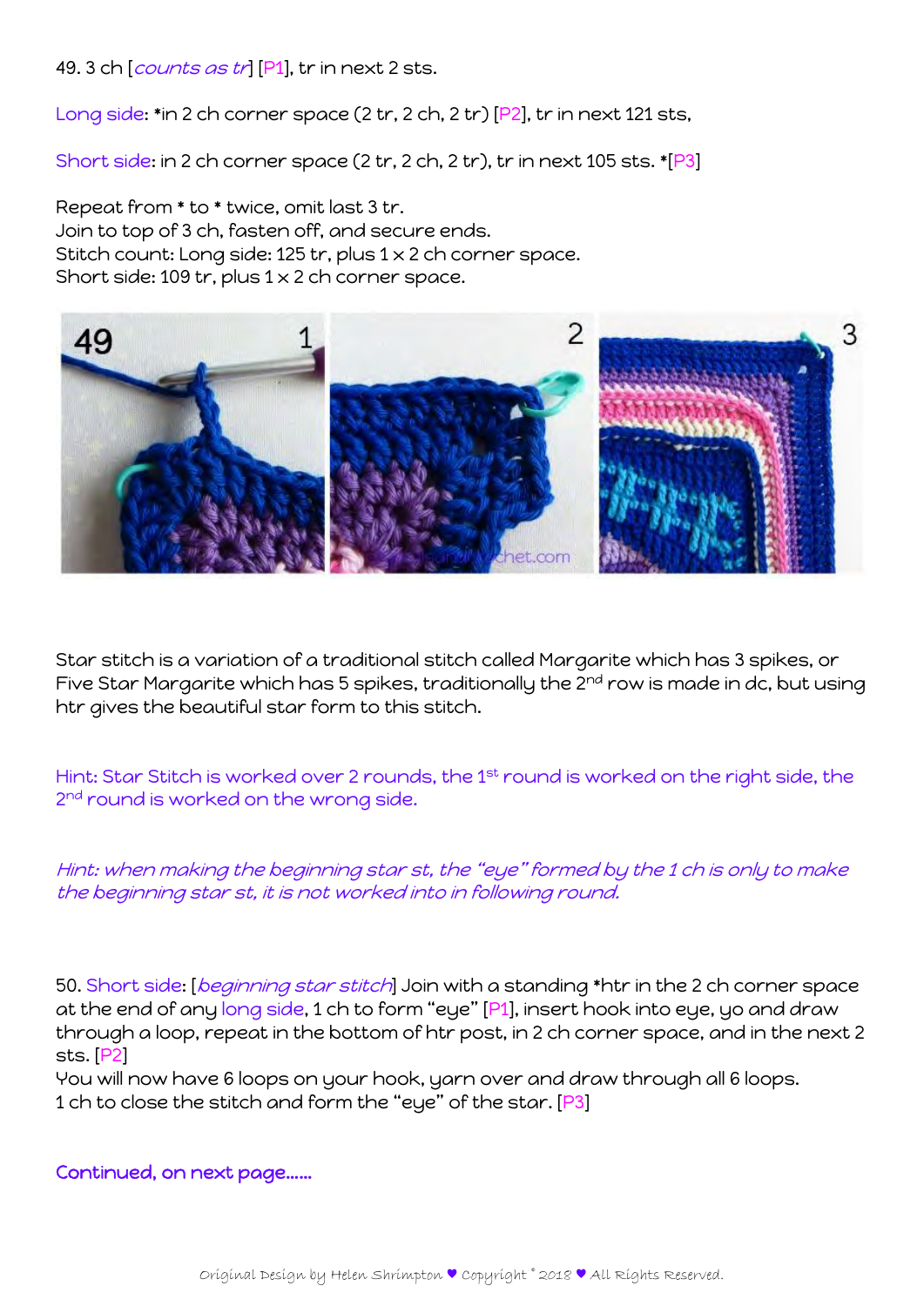49. 3 ch [*counts as tr*] [P1], tr in next 2 sts.

Long side: *in 2 ch corner space (2 tr, 2 ch, 2 tr) [P2], tr in next 121 sts,

Short side: in 2 ch corner space (2 tr, 2 ch, 2 tr), tr in next 105 sts. *[P3]

Repeat from * to * twice, omit last 3 tr.
Join to top of 3 ch, fasten off, and secure ends.
Stitch count: Long side: 125 tr, plus 1 x 2 ch corner space.
Short side: 109 tr, plus 1 x 2 ch corner space.

Star stitch is a variation of a traditional stitch called Margarite which has 3 spikes, or Five Star Margarite which has 5 spikes, traditionally the 2nd row is made in dc, but using htr gives the beautiful star form to this stitch.

Hint: Star Stitch is worked over 2 rounds, the 1st round is worked on the right side, the 2nd round is worked on the wrong side.

*Hint: when making the beginning star st, the "eye" formed by the 1 ch is only to make the beginning star st, it is not worked into in following round.*

50. Short side: [*beginning star stitch*] Join with a standing *htr in the 2 ch corner space at the end of any long side, 1 ch to form "eye" [P1], insert hook into eye, yo and draw through a loop, repeat in the bottom of htr post, in 2 ch corner space, and in the next 2 sts. [P2]
You will now have 6 loops on your hook, yarn over and draw through all 6 loops.
1 ch to close the stitch and form the "eye" of the star. [P3]

Continued, on next page……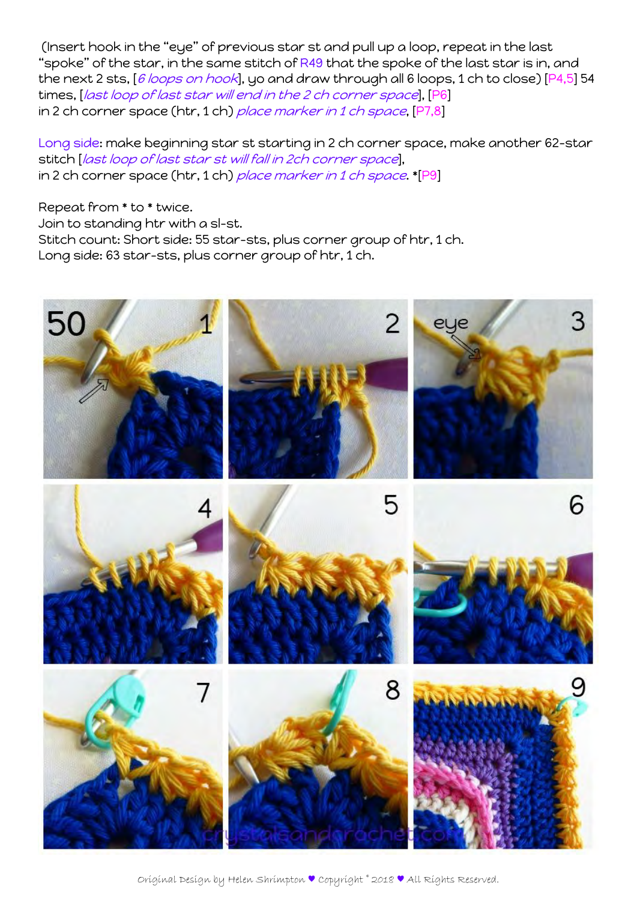(Insert hook in the "eye" of previous star st and pull up a loop, repeat in the last "spoke" of the star, in the same stitch of R49 that the spoke of the last star is in, and the next 2 sts, [*6 loops on hook*], yo and draw through all 6 loops, 1 ch to close) [P4,5] 54 times, [*last loop of last star will end in the 2 ch corner space*], [P6]
in 2 ch corner space (htr, 1 ch) *place marker in 1 ch space*, [P7,8]

Long side: make beginning star st starting in 2 ch corner space, make another 62-star stitch [*last loop of last star st will fall in 2ch corner space*],
in 2 ch corner space (htr, 1 ch) *place marker in 1 ch space*. *[P9]

Repeat from * to * twice.
Join to standing htr with a sl-st.
Stitch count: Short side: 55 star-sts, plus corner group of htr, 1 ch.
Long side: 63 star-sts, plus corner group of htr, 1 ch.

Original Design by Helen Shrimpton ♥ Copyright © 2018 ♥ All Rights Reserved.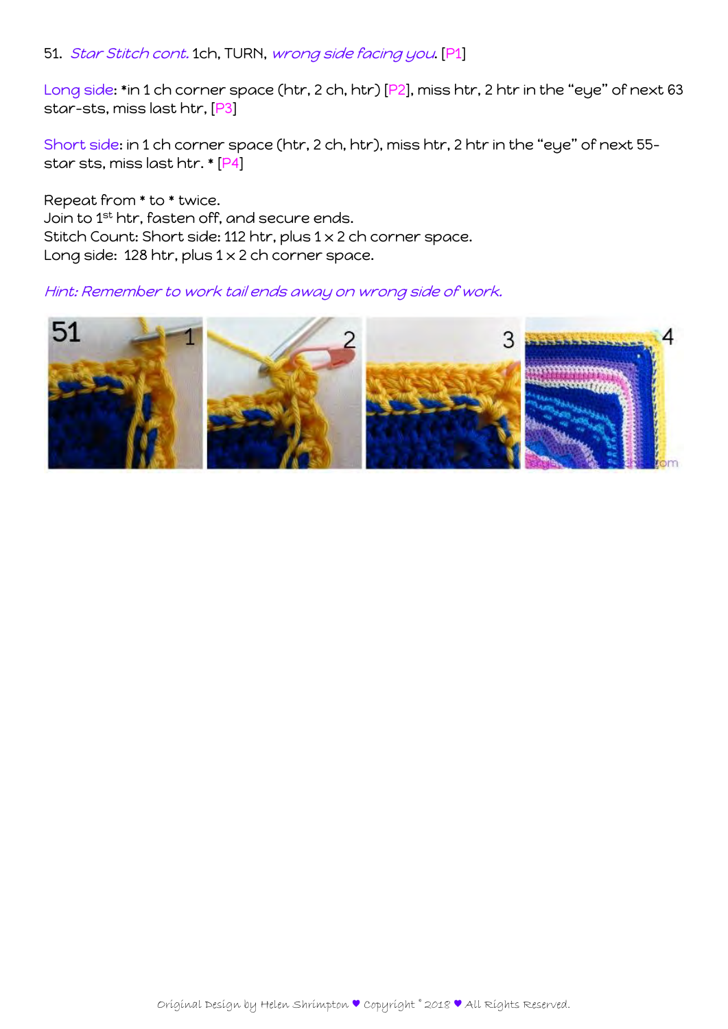51. *Star Stitch cont.* 1ch, TURN, *wrong side facing you.* [P1]

Long side: *in 1 ch corner space (htr, 2 ch, htr) [P2], miss htr, 2 htr in the "eye" of next 63 star-sts, miss last htr, [P3]

Short side: in 1 ch corner space (htr, 2 ch, htr), miss htr, 2 htr in the "eye" of next 55-star sts, miss last htr. * [P4]

Repeat from * to * twice.
Join to 1st htr, fasten off, and secure ends.
Stitch Count: Short side: 112 htr, plus 1 x 2 ch corner space.
Long side: 128 htr, plus 1 x 2 ch corner space.

*Hint: Remember to work tail ends away on wrong side of work.*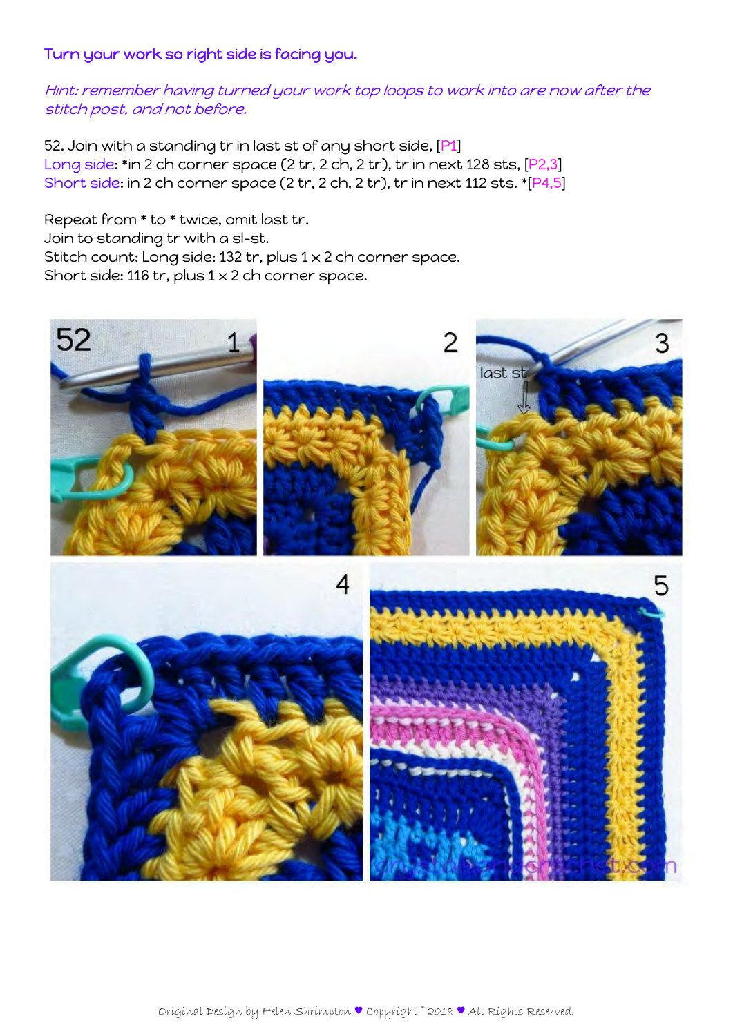Turn your work so right side is facing you.

*Hint: remember having turned your work top loops to work into are now after the stitch post, and not before.*

52. Join with a standing tr in last st of any short side, [P1]
Long side: *in 2 ch corner space (2 tr, 2 ch, 2 tr), tr in next 128 sts, [P2,3]
Short side: in 2 ch corner space (2 tr, 2 ch, 2 tr), tr in next 112 sts. *[P4,5]

Repeat from * to * twice, omit last tr.
Join to standing tr with a sl-st.
Stitch count: Long side: 132 tr, plus 1 x 2 ch corner space.
Short side: 116 tr, plus 1 x 2 ch corner space.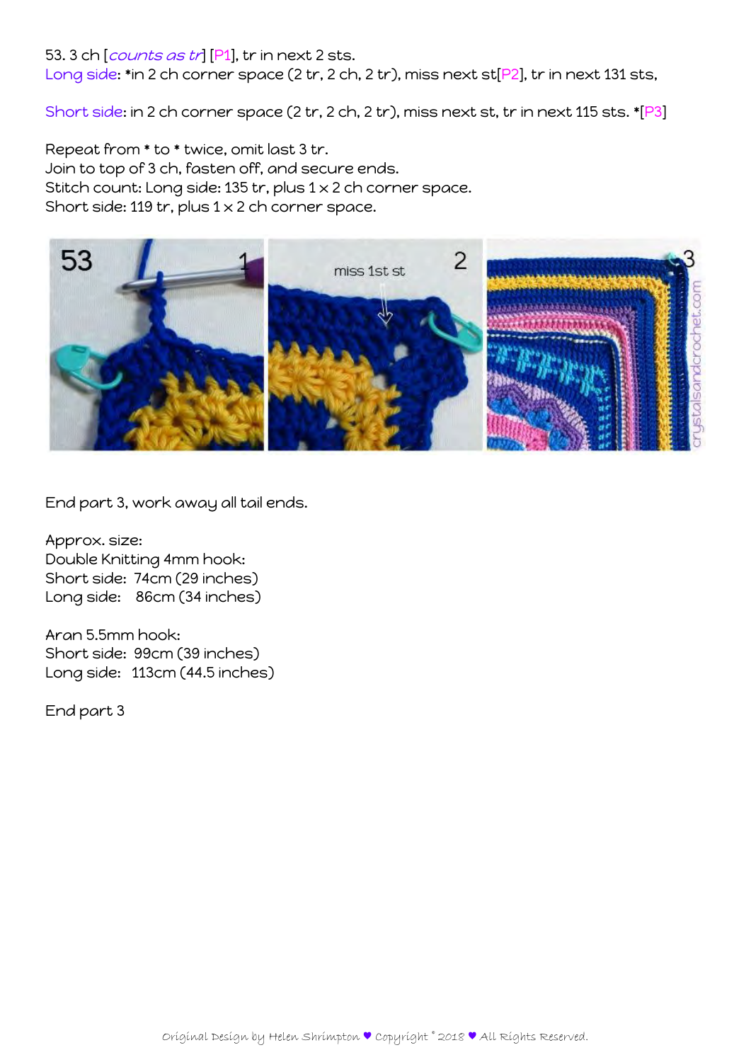53. 3 ch [*counts as tr*] [P1], tr in next 2 sts.
Long side: *in 2 ch corner space (2 tr, 2 ch, 2 tr), miss next st[P2], tr in next 131 sts,

Short side: in 2 ch corner space (2 tr, 2 ch, 2 tr), miss next st, tr in next 115 sts. *[P3]

Repeat from * to * twice, omit last 3 tr.
Join to top of 3 ch, fasten off, and secure ends.
Stitch count: Long side: 135 tr, plus 1 x 2 ch corner space.
Short side: 119 tr, plus 1 x 2 ch corner space.

53

1

miss 1st st

2

3

crystalsandcrochet.com

End part 3, work away all tail ends.

Approx. size:
Double Knitting 4mm hook:
Short side: 74cm (29 inches)
Long side: 86cm (34 inches)

Aran 5.5mm hook:
Short side: 99cm (39 inches)
Long side: 113cm (44.5 inches)

End part 3